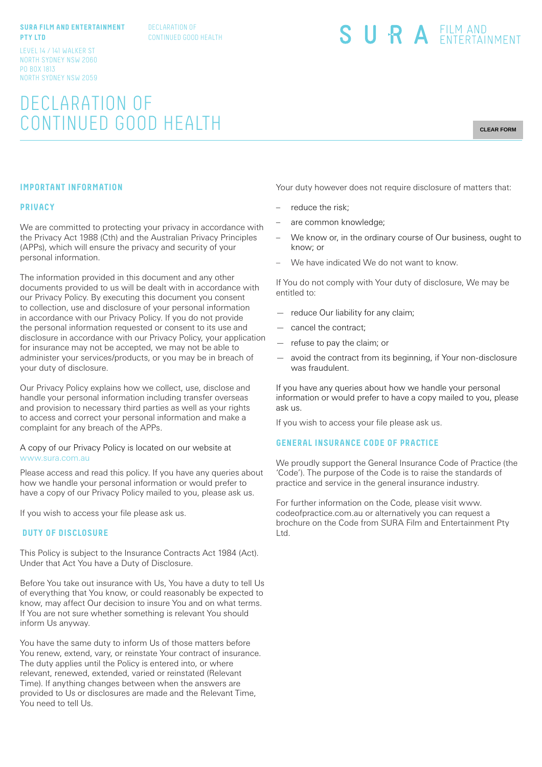**SURA FILM AND ENTERTAINMENT PTY LTD**

LEVEL 14 / 141 WALKER ST
NORTH SYDNEY NSW 2060
PO BOX 1813
NORTH SYDNEY NSW 2059

DECLARATION OF CONTINUED GOOD HEALTH

SURA FILM AND ENTERTAINMENT

# DECLARATION OF CONTINUED GOOD HEALTH

CLEAR FORM

## IMPORTANT INFORMATION

### PRIVACY

We are committed to protecting your privacy in accordance with the Privacy Act 1988 (Cth) and the Australian Privacy Principles (APPs), which will ensure the privacy and security of your personal information.

The information provided in this document and any other documents provided to us will be dealt with in accordance with our Privacy Policy. By executing this document you consent to collection, use and disclosure of your personal information in accordance with our Privacy Policy. If you do not provide the personal information requested or consent to its use and disclosure in accordance with our Privacy Policy, your application for insurance may not be accepted, we may not be able to administer your services/products, or you may be in breach of your duty of disclosure.

Our Privacy Policy explains how we collect, use, disclose and handle your personal information including transfer overseas and provision to necessary third parties as well as your rights to access and correct your personal information and make a complaint for any breach of the APPs.

A copy of our Privacy Policy is located on our website at www.sura.com.au

Please access and read this policy. If you have any queries about how we handle your personal information or would prefer to have a copy of our Privacy Policy mailed to you, please ask us.

If you wish to access your file please ask us.

### DUTY OF DISCLOSURE

This Policy is subject to the Insurance Contracts Act 1984 (Act). Under that Act You have a Duty of Disclosure.

Before You take out insurance with Us, You have a duty to tell Us of everything that You know, or could reasonably be expected to know, may affect Our decision to insure You and on what terms. If You are not sure whether something is relevant You should inform Us anyway.

You have the same duty to inform Us of those matters before You renew, extend, vary, or reinstate Your contract of insurance. The duty applies until the Policy is entered into, or where relevant, renewed, extended, varied or reinstated (Relevant Time). If anything changes between when the answers are provided to Us or disclosures are made and the Relevant Time, You need to tell Us.

Your duty however does not require disclosure of matters that:

- reduce the risk;
- are common knowledge;
- We know or, in the ordinary course of Our business, ought to know; or
- We have indicated We do not want to know.

If You do not comply with Your duty of disclosure, We may be entitled to:

- reduce Our liability for any claim;
- cancel the contract;
- refuse to pay the claim; or
- avoid the contract from its beginning, if Your non-disclosure was fraudulent.

If you have any queries about how we handle your personal information or would prefer to have a copy mailed to you, please ask us.

If you wish to access your file please ask us.

### GENERAL INSURANCE CODE OF PRACTICE

We proudly support the General Insurance Code of Practice (the 'Code'). The purpose of the Code is to raise the standards of practice and service in the general insurance industry.

For further information on the Code, please visit www.codeofpractice.com.au or alternatively you can request a brochure on the Code from SURA Film and Entertainment Pty Ltd.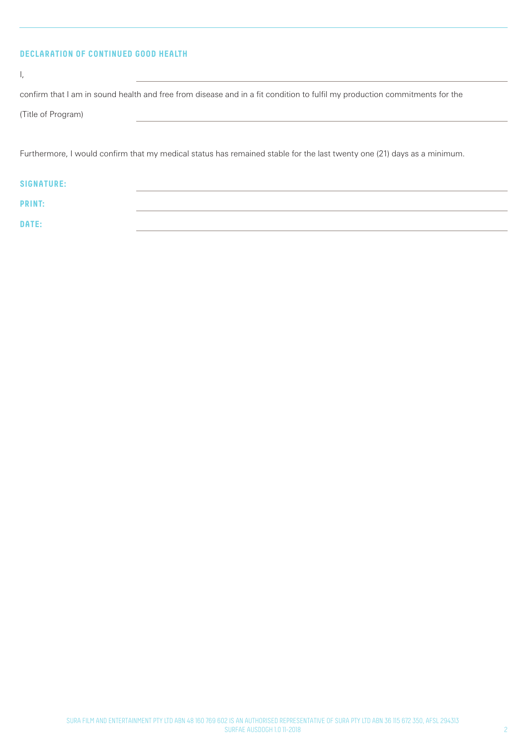## DECLARATION OF CONTINUED GOOD HEALTH

I, \_\_\_\_\_\_\_\_\_\_\_\_\_\_\_\_\_\_\_\_\_\_\_\_\_\_\_\_\_\_\_\_\_\_\_\_\_\_\_\_

confirm that I am in sound health and free from disease and in a fit condition to fulfil my production commitments for the

(Title of Program) \_\_\_\_\_\_\_\_\_\_\_\_\_\_\_\_\_\_\_\_\_\_\_\_\_\_\_\_\_\_\_\_\_\_\_\_\_\_\_\_

Furthermore, I would confirm that my medical status has remained stable for the last twenty one (21) days as a minimum.

**SIGNATURE:** \_\_\_\_\_\_\_\_\_\_\_\_\_\_\_\_\_\_\_\_\_\_\_\_\_\_\_\_\_\_\_\_\_\_\_\_\_\_\_\_

**PRINT:** \_\_\_\_\_\_\_\_\_\_\_\_\_\_\_\_\_\_\_\_\_\_\_\_\_\_\_\_\_\_\_\_\_\_\_\_\_\_\_\_

**DATE:** \_\_\_\_\_\_\_\_\_\_\_\_\_\_\_\_\_\_\_\_\_\_\_\_\_\_\_\_\_\_\_\_\_\_\_\_\_\_\_\_

SURA FILM AND ENTERTAINMENT PTY LTD ABN 48 160 769 602 IS AN AUTHORISED REPRESENTATIVE OF SURA PTY LTD ABN 36 115 672 350, AFSL 294313
SURFAE AUSDOGH 1.0 11-2018